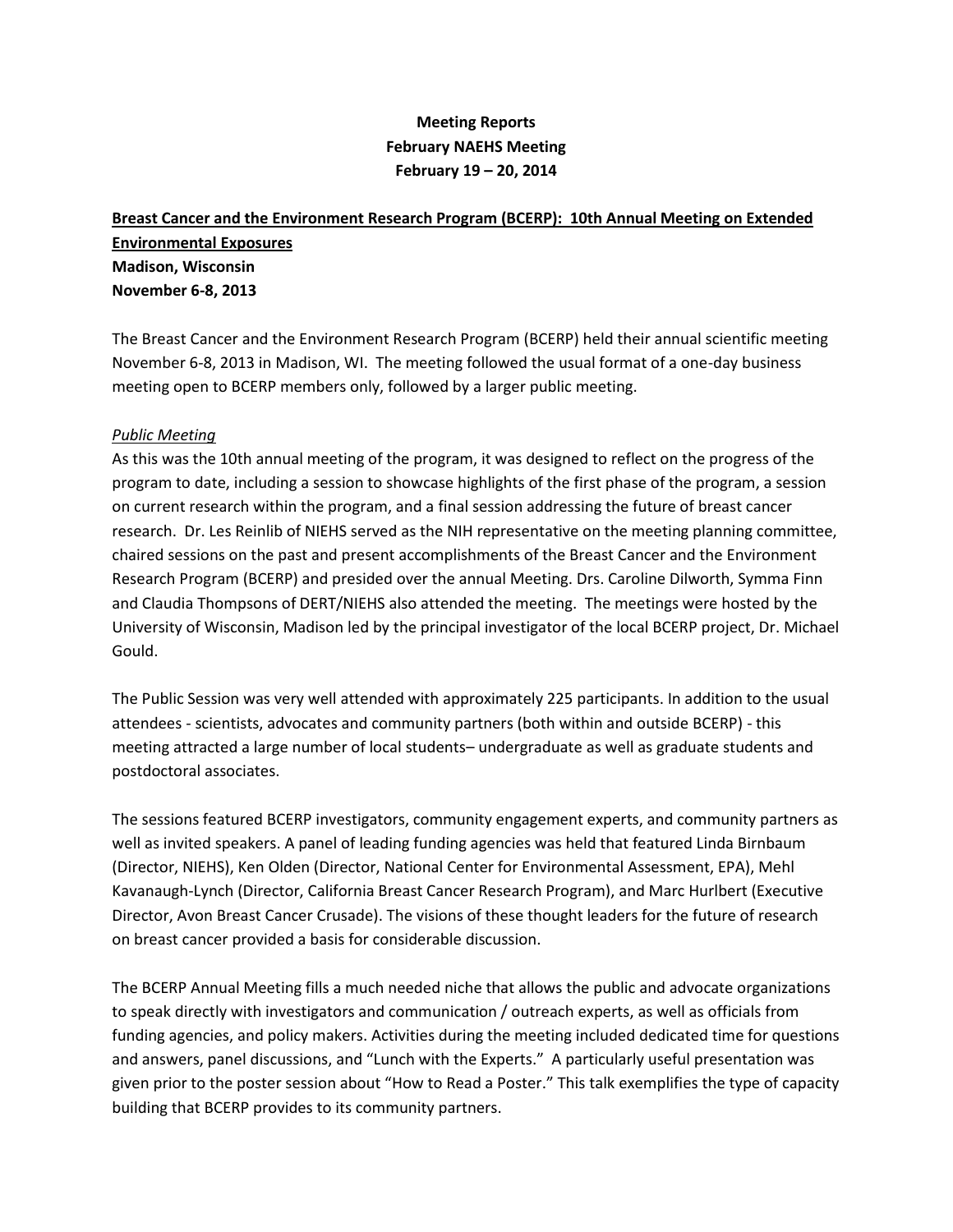**Meeting Reports**
**February NAEHS Meeting**
**February 19 – 20, 2014**

**Breast Cancer and the Environment Research Program (BCERP): 10th Annual Meeting on Extended Environmental Exposures**
**Madison, Wisconsin**
**November 6-8, 2013**

The Breast Cancer and the Environment Research Program (BCERP) held their annual scientific meeting November 6-8, 2013 in Madison, WI. The meeting followed the usual format of a one-day business meeting open to BCERP members only, followed by a larger public meeting.

*Public Meeting*

As this was the 10th annual meeting of the program, it was designed to reflect on the progress of the program to date, including a session to showcase highlights of the first phase of the program, a session on current research within the program, and a final session addressing the future of breast cancer research. Dr. Les Reinlib of NIEHS served as the NIH representative on the meeting planning committee, chaired sessions on the past and present accomplishments of the Breast Cancer and the Environment Research Program (BCERP) and presided over the annual Meeting. Drs. Caroline Dilworth, Symma Finn and Claudia Thompsons of DERT/NIEHS also attended the meeting. The meetings were hosted by the University of Wisconsin, Madison led by the principal investigator of the local BCERP project, Dr. Michael Gould.

The Public Session was very well attended with approximately 225 participants. In addition to the usual attendees - scientists, advocates and community partners (both within and outside BCERP) - this meeting attracted a large number of local students– undergraduate as well as graduate students and postdoctoral associates.

The sessions featured BCERP investigators, community engagement experts, and community partners as well as invited speakers. A panel of leading funding agencies was held that featured Linda Birnbaum (Director, NIEHS), Ken Olden (Director, National Center for Environmental Assessment, EPA), Mehl Kavanaugh-Lynch (Director, California Breast Cancer Research Program), and Marc Hurlbert (Executive Director, Avon Breast Cancer Crusade). The visions of these thought leaders for the future of research on breast cancer provided a basis for considerable discussion.

The BCERP Annual Meeting fills a much needed niche that allows the public and advocate organizations to speak directly with investigators and communication / outreach experts, as well as officials from funding agencies, and policy makers. Activities during the meeting included dedicated time for questions and answers, panel discussions, and "Lunch with the Experts." A particularly useful presentation was given prior to the poster session about "How to Read a Poster." This talk exemplifies the type of capacity building that BCERP provides to its community partners.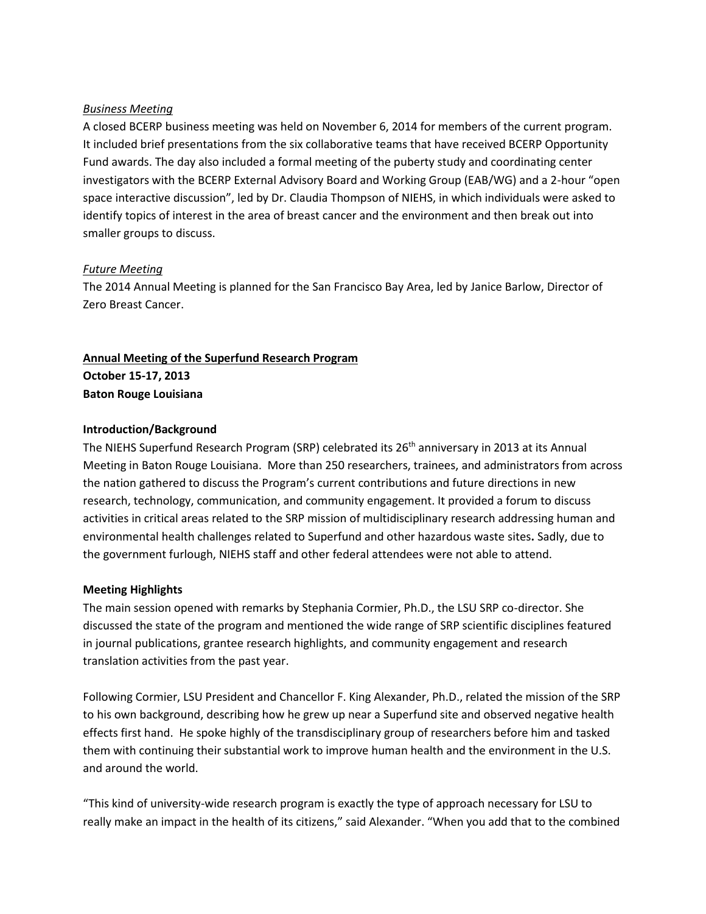*Business Meeting*

A closed BCERP business meeting was held on November 6, 2014 for members of the current program. It included brief presentations from the six collaborative teams that have received BCERP Opportunity Fund awards. The day also included a formal meeting of the puberty study and coordinating center investigators with the BCERP External Advisory Board and Working Group (EAB/WG) and a 2-hour "open space interactive discussion", led by Dr. Claudia Thompson of NIEHS, in which individuals were asked to identify topics of interest in the area of breast cancer and the environment and then break out into smaller groups to discuss.

*Future Meeting*

The 2014 Annual Meeting is planned for the San Francisco Bay Area, led by Janice Barlow, Director of Zero Breast Cancer.

**Annual Meeting of the Superfund Research Program**
**October 15-17, 2013**
**Baton Rouge Louisiana**

**Introduction/Background**

The NIEHS Superfund Research Program (SRP) celebrated its 26th anniversary in 2013 at its Annual Meeting in Baton Rouge Louisiana. More than 250 researchers, trainees, and administrators from across the nation gathered to discuss the Program's current contributions and future directions in new research, technology, communication, and community engagement. It provided a forum to discuss activities in critical areas related to the SRP mission of multidisciplinary research addressing human and environmental health challenges related to Superfund and other hazardous waste sites**.** Sadly, due to the government furlough, NIEHS staff and other federal attendees were not able to attend.

**Meeting Highlights**

The main session opened with remarks by Stephania Cormier, Ph.D., the LSU SRP co-director. She discussed the state of the program and mentioned the wide range of SRP scientific disciplines featured in journal publications, grantee research highlights, and community engagement and research translation activities from the past year.

Following Cormier, LSU President and Chancellor F. King Alexander, Ph.D., related the mission of the SRP to his own background, describing how he grew up near a Superfund site and observed negative health effects first hand. He spoke highly of the transdisciplinary group of researchers before him and tasked them with continuing their substantial work to improve human health and the environment in the U.S. and around the world.

"This kind of university-wide research program is exactly the type of approach necessary for LSU to really make an impact in the health of its citizens," said Alexander. "When you add that to the combined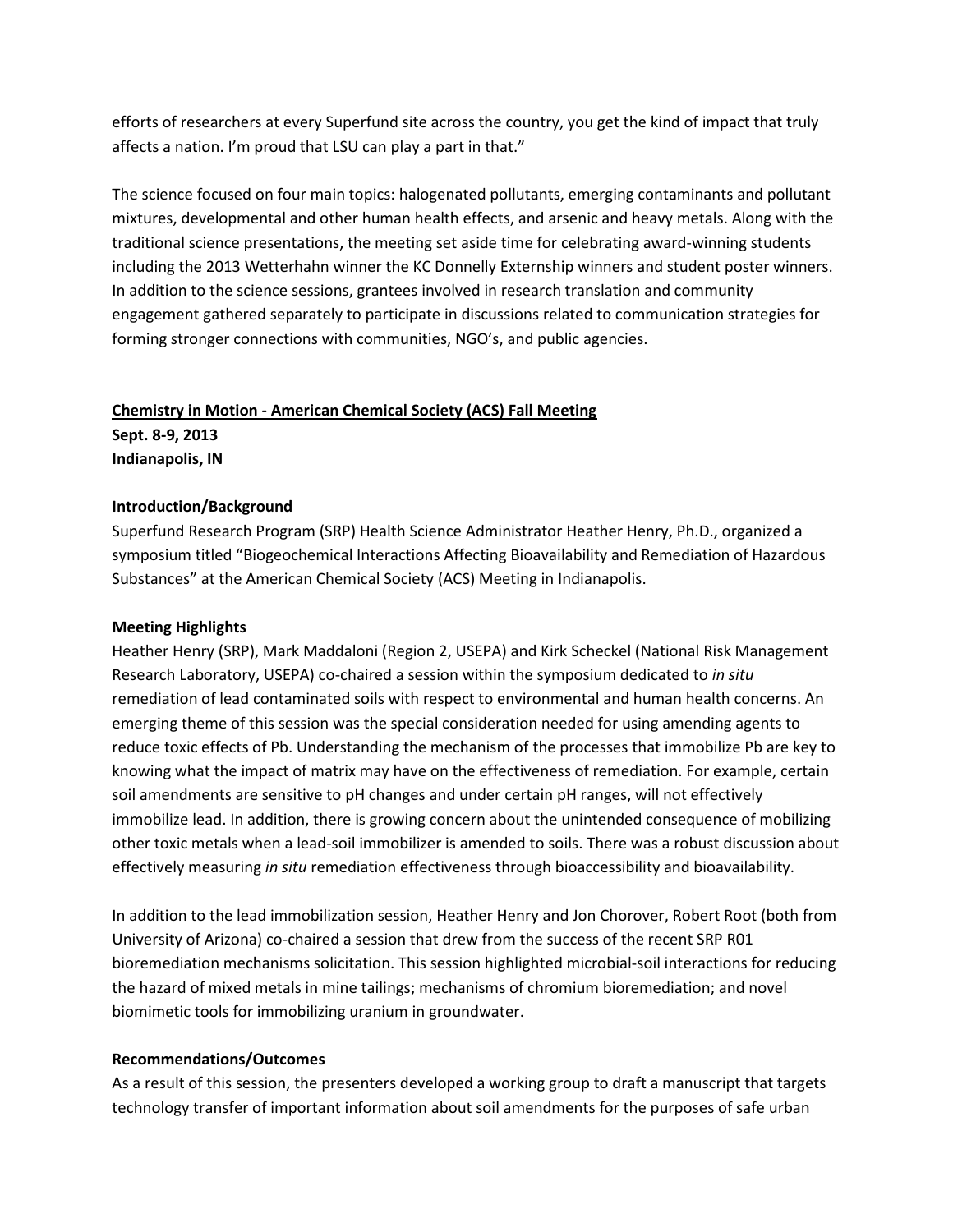efforts of researchers at every Superfund site across the country, you get the kind of impact that truly affects a nation. I'm proud that LSU can play a part in that."

The science focused on four main topics: halogenated pollutants, emerging contaminants and pollutant mixtures, developmental and other human health effects, and arsenic and heavy metals. Along with the traditional science presentations, the meeting set aside time for celebrating award-winning students including the 2013 Wetterhahn winner the KC Donnelly Externship winners and student poster winners. In addition to the science sessions, grantees involved in research translation and community engagement gathered separately to participate in discussions related to communication strategies for forming stronger connections with communities, NGO's, and public agencies.

## Chemistry in Motion - American Chemical Society (ACS) Fall Meeting

**Sept. 8-9, 2013**
**Indianapolis, IN**

### Introduction/Background

Superfund Research Program (SRP) Health Science Administrator Heather Henry, Ph.D., organized a symposium titled "Biogeochemical Interactions Affecting Bioavailability and Remediation of Hazardous Substances" at the American Chemical Society (ACS) Meeting in Indianapolis.

### Meeting Highlights

Heather Henry (SRP), Mark Maddaloni (Region 2, USEPA) and Kirk Scheckel (National Risk Management Research Laboratory, USEPA) co-chaired a session within the symposium dedicated to *in situ* remediation of lead contaminated soils with respect to environmental and human health concerns. An emerging theme of this session was the special consideration needed for using amending agents to reduce toxic effects of Pb. Understanding the mechanism of the processes that immobilize Pb are key to knowing what the impact of matrix may have on the effectiveness of remediation. For example, certain soil amendments are sensitive to pH changes and under certain pH ranges, will not effectively immobilize lead. In addition, there is growing concern about the unintended consequence of mobilizing other toxic metals when a lead-soil immobilizer is amended to soils. There was a robust discussion about effectively measuring *in situ* remediation effectiveness through bioaccessibility and bioavailability.

In addition to the lead immobilization session, Heather Henry and Jon Chorover, Robert Root (both from University of Arizona) co-chaired a session that drew from the success of the recent SRP R01 bioremediation mechanisms solicitation. This session highlighted microbial-soil interactions for reducing the hazard of mixed metals in mine tailings; mechanisms of chromium bioremediation; and novel biomimetic tools for immobilizing uranium in groundwater.

### Recommendations/Outcomes

As a result of this session, the presenters developed a working group to draft a manuscript that targets technology transfer of important information about soil amendments for the purposes of safe urban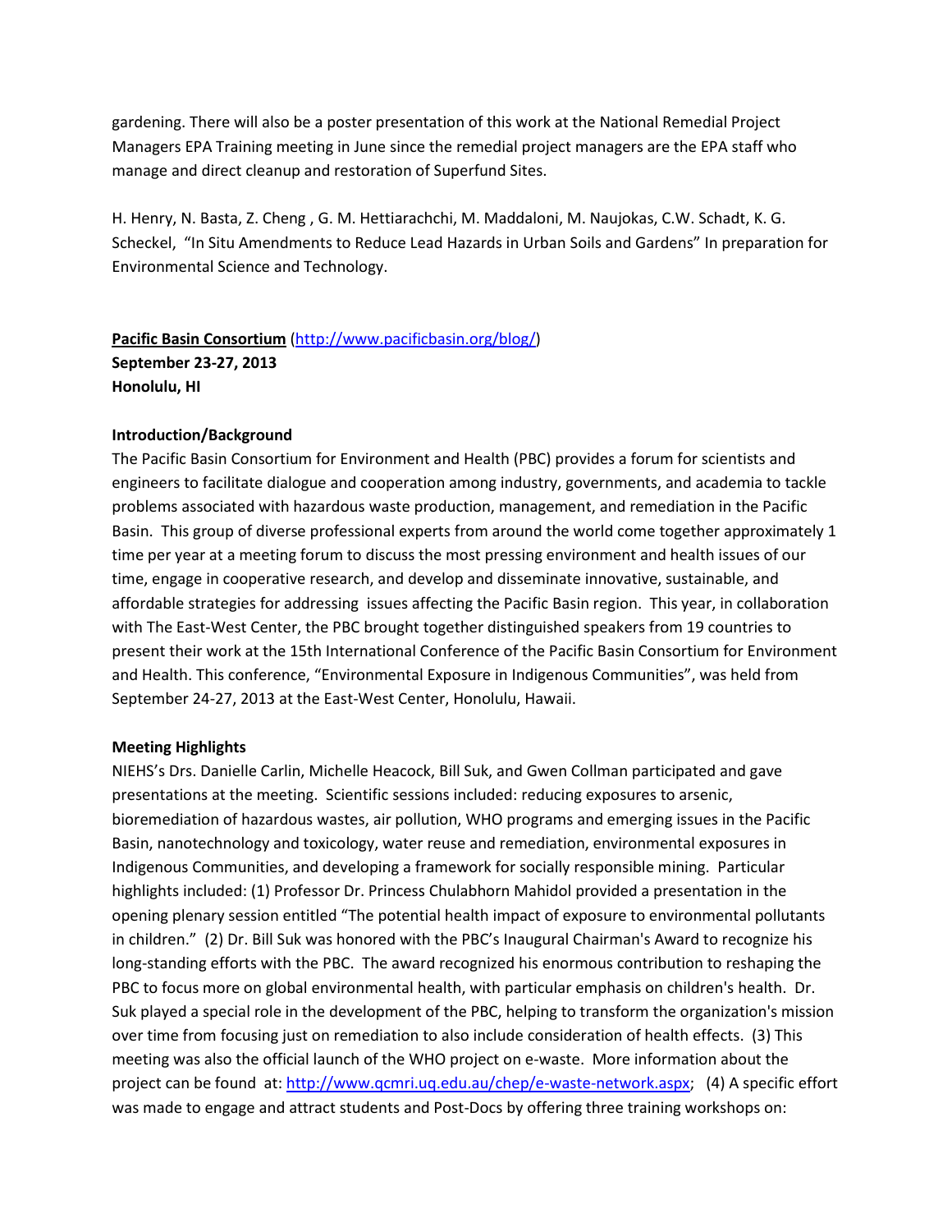gardening. There will also be a poster presentation of this work at the National Remedial Project Managers EPA Training meeting in June since the remedial project managers are the EPA staff who manage and direct cleanup and restoration of Superfund Sites.

H. Henry, N. Basta, Z. Cheng , G. M. Hettiarachchi, M. Maddaloni, M. Naujokas, C.W. Schadt, K. G. Scheckel, "In Situ Amendments to Reduce Lead Hazards in Urban Soils and Gardens" In preparation for Environmental Science and Technology.

**Pacific Basin Consortium** (http://www.pacificbasin.org/blog/)
**September 23-27, 2013**
**Honolulu, HI**

**Introduction/Background**

The Pacific Basin Consortium for Environment and Health (PBC) provides a forum for scientists and engineers to facilitate dialogue and cooperation among industry, governments, and academia to tackle problems associated with hazardous waste production, management, and remediation in the Pacific Basin. This group of diverse professional experts from around the world come together approximately 1 time per year at a meeting forum to discuss the most pressing environment and health issues of our time, engage in cooperative research, and develop and disseminate innovative, sustainable, and affordable strategies for addressing issues affecting the Pacific Basin region. This year, in collaboration with The East-West Center, the PBC brought together distinguished speakers from 19 countries to present their work at the 15th International Conference of the Pacific Basin Consortium for Environment and Health. This conference, "Environmental Exposure in Indigenous Communities", was held from September 24-27, 2013 at the East-West Center, Honolulu, Hawaii.

**Meeting Highlights**

NIEHS's Drs. Danielle Carlin, Michelle Heacock, Bill Suk, and Gwen Collman participated and gave presentations at the meeting. Scientific sessions included: reducing exposures to arsenic, bioremediation of hazardous wastes, air pollution, WHO programs and emerging issues in the Pacific Basin, nanotechnology and toxicology, water reuse and remediation, environmental exposures in Indigenous Communities, and developing a framework for socially responsible mining. Particular highlights included: (1) Professor Dr. Princess Chulabhorn Mahidol provided a presentation in the opening plenary session entitled "The potential health impact of exposure to environmental pollutants in children." (2) Dr. Bill Suk was honored with the PBC's Inaugural Chairman's Award to recognize his long-standing efforts with the PBC. The award recognized his enormous contribution to reshaping the PBC to focus more on global environmental health, with particular emphasis on children's health. Dr. Suk played a special role in the development of the PBC, helping to transform the organization's mission over time from focusing just on remediation to also include consideration of health effects. (3) This meeting was also the official launch of the WHO project on e-waste. More information about the project can be found at: http://www.qcmri.uq.edu.au/chep/e-waste-network.aspx; (4) A specific effort was made to engage and attract students and Post-Docs by offering three training workshops on: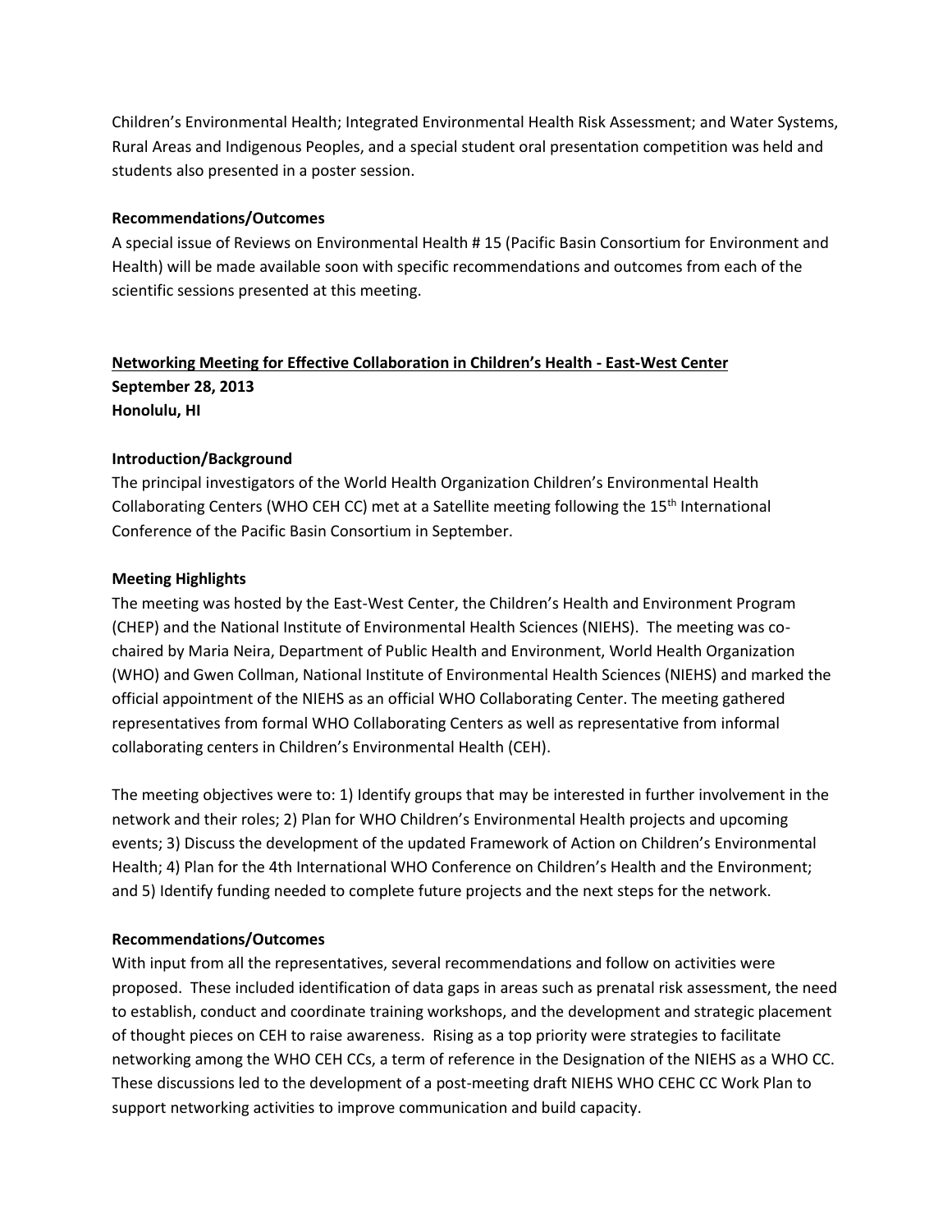Children's Environmental Health; Integrated Environmental Health Risk Assessment; and Water Systems, Rural Areas and Indigenous Peoples, and a special student oral presentation competition was held and students also presented in a poster session.

**Recommendations/Outcomes**

A special issue of Reviews on Environmental Health # 15 (Pacific Basin Consortium for Environment and Health) will be made available soon with specific recommendations and outcomes from each of the scientific sessions presented at this meeting.

**<u>Networking Meeting for Effective Collaboration in Children's Health - East-West Center</u>**
**September 28, 2013**
**Honolulu, HI**

**Introduction/Background**

The principal investigators of the World Health Organization Children's Environmental Health Collaborating Centers (WHO CEH CC) met at a Satellite meeting following the 15th International Conference of the Pacific Basin Consortium in September.

**Meeting Highlights**

The meeting was hosted by the East-West Center, the Children's Health and Environment Program (CHEP) and the National Institute of Environmental Health Sciences (NIEHS). The meeting was co-chaired by Maria Neira, Department of Public Health and Environment, World Health Organization (WHO) and Gwen Collman, National Institute of Environmental Health Sciences (NIEHS) and marked the official appointment of the NIEHS as an official WHO Collaborating Center. The meeting gathered representatives from formal WHO Collaborating Centers as well as representative from informal collaborating centers in Children's Environmental Health (CEH).

The meeting objectives were to: 1) Identify groups that may be interested in further involvement in the network and their roles; 2) Plan for WHO Children's Environmental Health projects and upcoming events; 3) Discuss the development of the updated Framework of Action on Children's Environmental Health; 4) Plan for the 4th International WHO Conference on Children's Health and the Environment; and 5) Identify funding needed to complete future projects and the next steps for the network.

**Recommendations/Outcomes**

With input from all the representatives, several recommendations and follow on activities were proposed. These included identification of data gaps in areas such as prenatal risk assessment, the need to establish, conduct and coordinate training workshops, and the development and strategic placement of thought pieces on CEH to raise awareness. Rising as a top priority were strategies to facilitate networking among the WHO CEH CCs, a term of reference in the Designation of the NIEHS as a WHO CC. These discussions led to the development of a post-meeting draft NIEHS WHO CEHC CC Work Plan to support networking activities to improve communication and build capacity.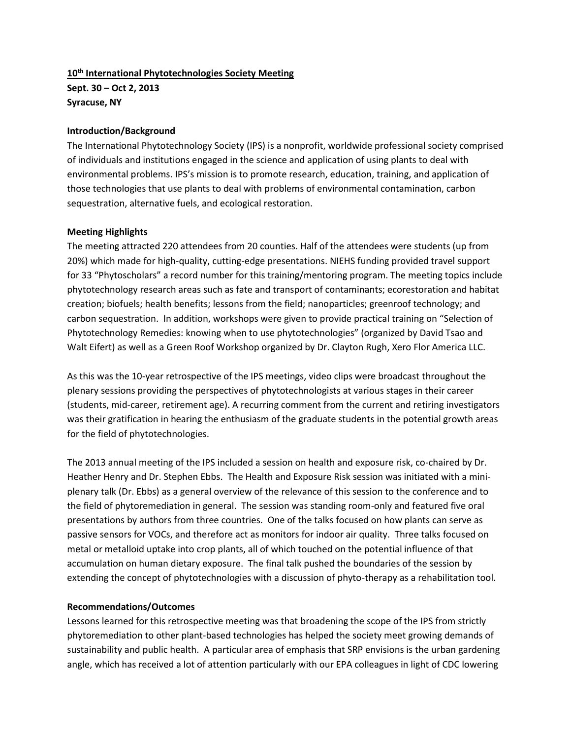**10th International Phytotechnologies Society Meeting**
**Sept. 30 – Oct 2, 2013**
**Syracuse, NY**

**Introduction/Background**

The International Phytotechnology Society (IPS) is a nonprofit, worldwide professional society comprised of individuals and institutions engaged in the science and application of using plants to deal with environmental problems. IPS's mission is to promote research, education, training, and application of those technologies that use plants to deal with problems of environmental contamination, carbon sequestration, alternative fuels, and ecological restoration.

**Meeting Highlights**

The meeting attracted 220 attendees from 20 counties. Half of the attendees were students (up from 20%) which made for high-quality, cutting-edge presentations. NIEHS funding provided travel support for 33 "Phytoscholars" a record number for this training/mentoring program. The meeting topics include phytotechnology research areas such as fate and transport of contaminants; ecorestoration and habitat creation; biofuels; health benefits; lessons from the field; nanoparticles; greenroof technology; and carbon sequestration. In addition, workshops were given to provide practical training on "Selection of Phytotechnology Remedies: knowing when to use phytotechnologies" (organized by David Tsao and Walt Eifert) as well as a Green Roof Workshop organized by Dr. Clayton Rugh, Xero Flor America LLC.

As this was the 10-year retrospective of the IPS meetings, video clips were broadcast throughout the plenary sessions providing the perspectives of phytotechnologists at various stages in their career (students, mid-career, retirement age). A recurring comment from the current and retiring investigators was their gratification in hearing the enthusiasm of the graduate students in the potential growth areas for the field of phytotechnologies.

The 2013 annual meeting of the IPS included a session on health and exposure risk, co-chaired by Dr. Heather Henry and Dr. Stephen Ebbs. The Health and Exposure Risk session was initiated with a mini-plenary talk (Dr. Ebbs) as a general overview of the relevance of this session to the conference and to the field of phytoremediation in general. The session was standing room-only and featured five oral presentations by authors from three countries. One of the talks focused on how plants can serve as passive sensors for VOCs, and therefore act as monitors for indoor air quality. Three talks focused on metal or metalloid uptake into crop plants, all of which touched on the potential influence of that accumulation on human dietary exposure. The final talk pushed the boundaries of the session by extending the concept of phytotechnologies with a discussion of phyto-therapy as a rehabilitation tool.

**Recommendations/Outcomes**

Lessons learned for this retrospective meeting was that broadening the scope of the IPS from strictly phytoremediation to other plant-based technologies has helped the society meet growing demands of sustainability and public health. A particular area of emphasis that SRP envisions is the urban gardening angle, which has received a lot of attention particularly with our EPA colleagues in light of CDC lowering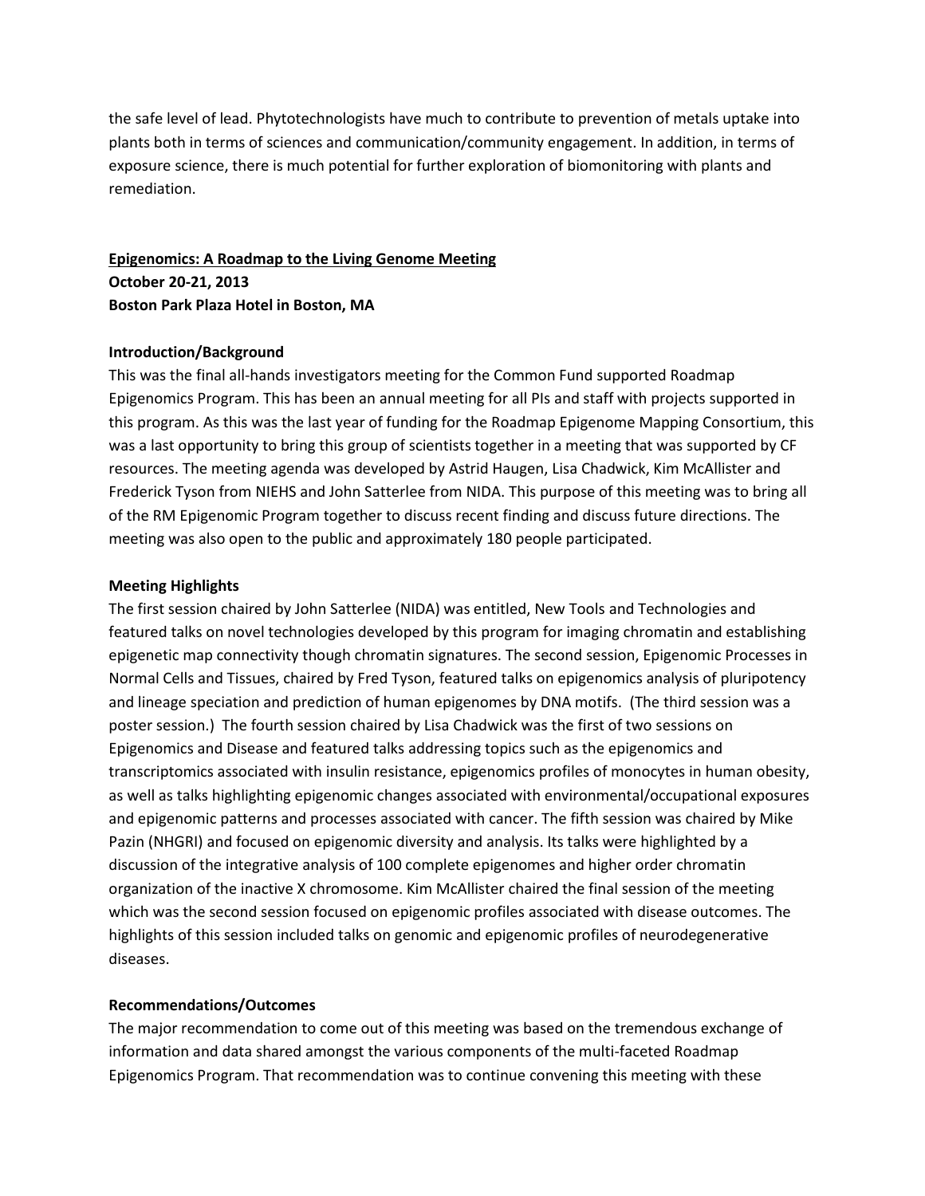the safe level of lead. Phytotechnologists have much to contribute to prevention of metals uptake into plants both in terms of sciences and communication/community engagement. In addition, in terms of exposure science, there is much potential for further exploration of biomonitoring with plants and remediation.

**Epigenomics: A Roadmap to the Living Genome Meeting**
**October 20-21, 2013**
**Boston Park Plaza Hotel in Boston, MA**

**Introduction/Background**

This was the final all-hands investigators meeting for the Common Fund supported Roadmap Epigenomics Program. This has been an annual meeting for all PIs and staff with projects supported in this program. As this was the last year of funding for the Roadmap Epigenome Mapping Consortium, this was a last opportunity to bring this group of scientists together in a meeting that was supported by CF resources. The meeting agenda was developed by Astrid Haugen, Lisa Chadwick, Kim McAllister and Frederick Tyson from NIEHS and John Satterlee from NIDA. This purpose of this meeting was to bring all of the RM Epigenomic Program together to discuss recent finding and discuss future directions. The meeting was also open to the public and approximately 180 people participated.

**Meeting Highlights**

The first session chaired by John Satterlee (NIDA) was entitled, New Tools and Technologies and featured talks on novel technologies developed by this program for imaging chromatin and establishing epigenetic map connectivity though chromatin signatures. The second session, Epigenomic Processes in Normal Cells and Tissues, chaired by Fred Tyson, featured talks on epigenomics analysis of pluripotency and lineage speciation and prediction of human epigenomes by DNA motifs. (The third session was a poster session.) The fourth session chaired by Lisa Chadwick was the first of two sessions on Epigenomics and Disease and featured talks addressing topics such as the epigenomics and transcriptomics associated with insulin resistance, epigenomics profiles of monocytes in human obesity, as well as talks highlighting epigenomic changes associated with environmental/occupational exposures and epigenomic patterns and processes associated with cancer. The fifth session was chaired by Mike Pazin (NHGRI) and focused on epigenomic diversity and analysis. Its talks were highlighted by a discussion of the integrative analysis of 100 complete epigenomes and higher order chromatin organization of the inactive X chromosome. Kim McAllister chaired the final session of the meeting which was the second session focused on epigenomic profiles associated with disease outcomes. The highlights of this session included talks on genomic and epigenomic profiles of neurodegenerative diseases.

**Recommendations/Outcomes**

The major recommendation to come out of this meeting was based on the tremendous exchange of information and data shared amongst the various components of the multi-faceted Roadmap Epigenomics Program. That recommendation was to continue convening this meeting with these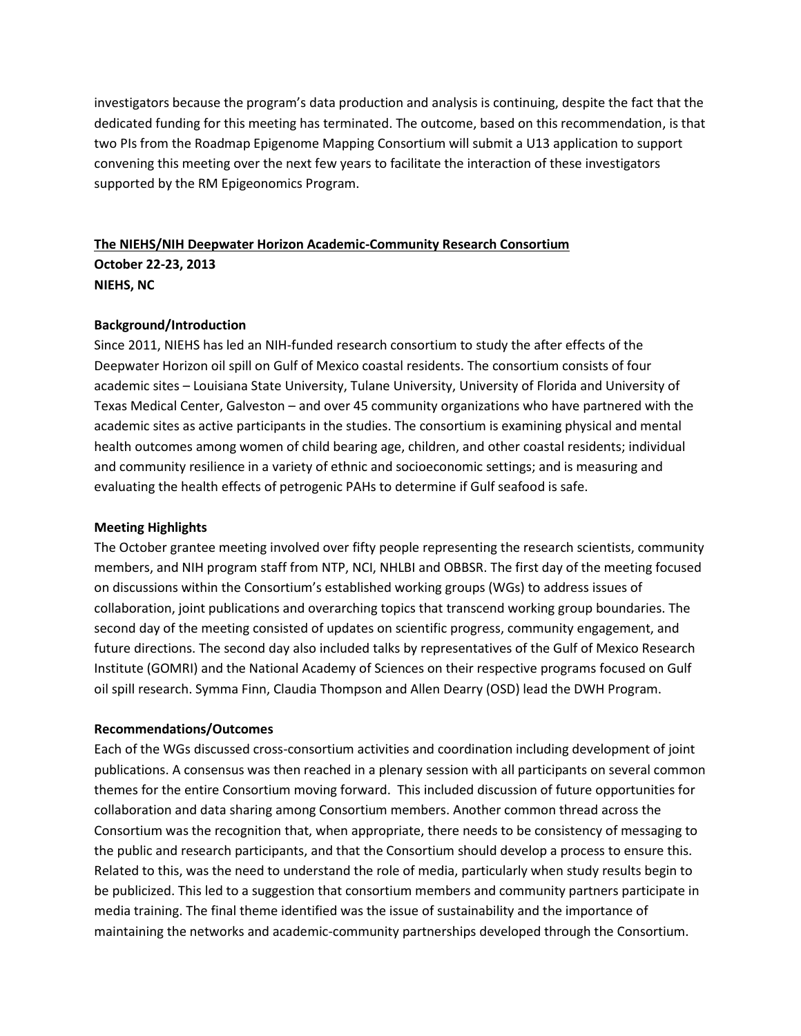investigators because the program's data production and analysis is continuing, despite the fact that the dedicated funding for this meeting has terminated. The outcome, based on this recommendation, is that two PIs from the Roadmap Epigenome Mapping Consortium will submit a U13 application to support convening this meeting over the next few years to facilitate the interaction of these investigators supported by the RM Epigeonomics Program.

**The NIEHS/NIH Deepwater Horizon Academic-Community Research Consortium**
**October 22-23, 2013**
**NIEHS, NC**

**Background/Introduction**

Since 2011, NIEHS has led an NIH-funded research consortium to study the after effects of the Deepwater Horizon oil spill on Gulf of Mexico coastal residents. The consortium consists of four academic sites – Louisiana State University, Tulane University, University of Florida and University of Texas Medical Center, Galveston – and over 45 community organizations who have partnered with the academic sites as active participants in the studies. The consortium is examining physical and mental health outcomes among women of child bearing age, children, and other coastal residents; individual and community resilience in a variety of ethnic and socioeconomic settings; and is measuring and evaluating the health effects of petrogenic PAHs to determine if Gulf seafood is safe.

**Meeting Highlights**

The October grantee meeting involved over fifty people representing the research scientists, community members, and NIH program staff from NTP, NCI, NHLBI and OBBSR. The first day of the meeting focused on discussions within the Consortium's established working groups (WGs) to address issues of collaboration, joint publications and overarching topics that transcend working group boundaries. The second day of the meeting consisted of updates on scientific progress, community engagement, and future directions. The second day also included talks by representatives of the Gulf of Mexico Research Institute (GOMRI) and the National Academy of Sciences on their respective programs focused on Gulf oil spill research. Symma Finn, Claudia Thompson and Allen Dearry (OSD) lead the DWH Program.

**Recommendations/Outcomes**

Each of the WGs discussed cross-consortium activities and coordination including development of joint publications. A consensus was then reached in a plenary session with all participants on several common themes for the entire Consortium moving forward. This included discussion of future opportunities for collaboration and data sharing among Consortium members. Another common thread across the Consortium was the recognition that, when appropriate, there needs to be consistency of messaging to the public and research participants, and that the Consortium should develop a process to ensure this. Related to this, was the need to understand the role of media, particularly when study results begin to be publicized. This led to a suggestion that consortium members and community partners participate in media training. The final theme identified was the issue of sustainability and the importance of maintaining the networks and academic-community partnerships developed through the Consortium.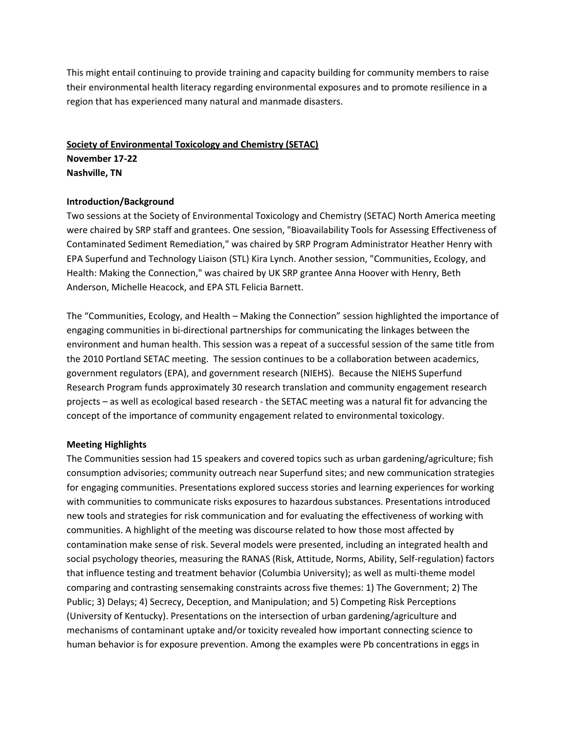This might entail continuing to provide training and capacity building for community members to raise their environmental health literacy regarding environmental exposures and to promote resilience in a region that has experienced many natural and manmade disasters.

## Society of Environmental Toxicology and Chemistry (SETAC)

**November 17-22**
**Nashville, TN**

### Introduction/Background

Two sessions at the Society of Environmental Toxicology and Chemistry (SETAC) North America meeting were chaired by SRP staff and grantees. One session, "Bioavailability Tools for Assessing Effectiveness of Contaminated Sediment Remediation," was chaired by SRP Program Administrator Heather Henry with EPA Superfund and Technology Liaison (STL) Kira Lynch. Another session, "Communities, Ecology, and Health: Making the Connection," was chaired by UK SRP grantee Anna Hoover with Henry, Beth Anderson, Michelle Heacock, and EPA STL Felicia Barnett.

The "Communities, Ecology, and Health – Making the Connection" session highlighted the importance of engaging communities in bi-directional partnerships for communicating the linkages between the environment and human health. This session was a repeat of a successful session of the same title from the 2010 Portland SETAC meeting. The session continues to be a collaboration between academics, government regulators (EPA), and government research (NIEHS). Because the NIEHS Superfund Research Program funds approximately 30 research translation and community engagement research projects – as well as ecological based research - the SETAC meeting was a natural fit for advancing the concept of the importance of community engagement related to environmental toxicology.

### Meeting Highlights

The Communities session had 15 speakers and covered topics such as urban gardening/agriculture; fish consumption advisories; community outreach near Superfund sites; and new communication strategies for engaging communities. Presentations explored success stories and learning experiences for working with communities to communicate risks exposures to hazardous substances. Presentations introduced new tools and strategies for risk communication and for evaluating the effectiveness of working with communities. A highlight of the meeting was discourse related to how those most affected by contamination make sense of risk. Several models were presented, including an integrated health and social psychology theories, measuring the RANAS (Risk, Attitude, Norms, Ability, Self-regulation) factors that influence testing and treatment behavior (Columbia University); as well as multi-theme model comparing and contrasting sensemaking constraints across five themes: 1) The Government; 2) The Public; 3) Delays; 4) Secrecy, Deception, and Manipulation; and 5) Competing Risk Perceptions (University of Kentucky). Presentations on the intersection of urban gardening/agriculture and mechanisms of contaminant uptake and/or toxicity revealed how important connecting science to human behavior is for exposure prevention. Among the examples were Pb concentrations in eggs in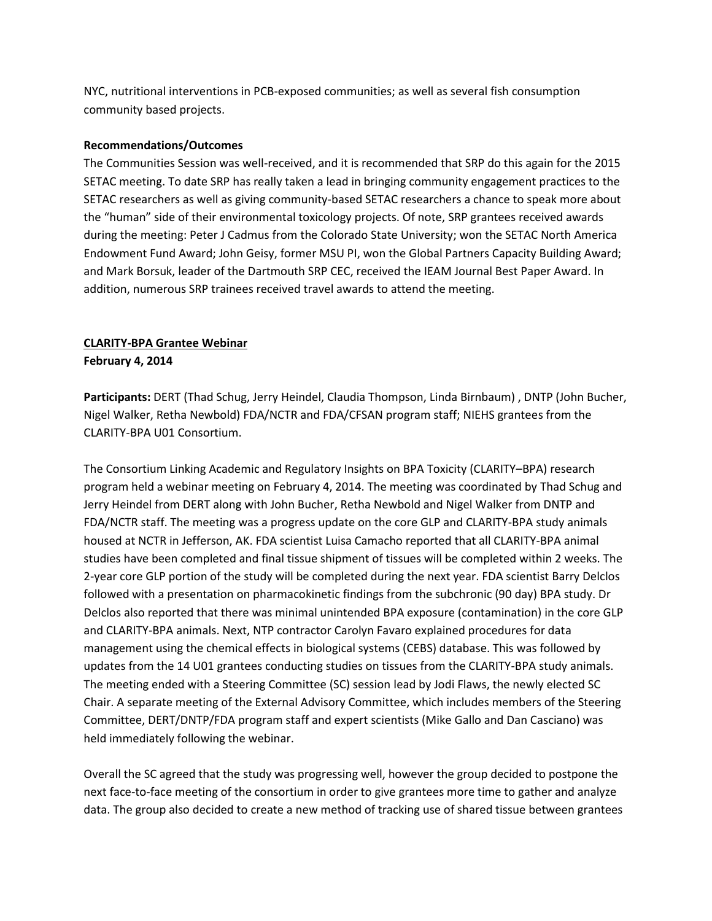NYC, nutritional interventions in PCB-exposed communities; as well as several fish consumption community based projects.

**Recommendations/Outcomes**

The Communities Session was well-received, and it is recommended that SRP do this again for the 2015 SETAC meeting. To date SRP has really taken a lead in bringing community engagement practices to the SETAC researchers as well as giving community-based SETAC researchers a chance to speak more about the "human" side of their environmental toxicology projects. Of note, SRP grantees received awards during the meeting: Peter J Cadmus from the Colorado State University; won the SETAC North America Endowment Fund Award; John Geisy, former MSU PI, won the Global Partners Capacity Building Award; and Mark Borsuk, leader of the Dartmouth SRP CEC, received the IEAM Journal Best Paper Award. In addition, numerous SRP trainees received travel awards to attend the meeting.

**CLARITY-BPA Grantee Webinar**

**February 4, 2014**

**Participants:** DERT (Thad Schug, Jerry Heindel, Claudia Thompson, Linda Birnbaum) , DNTP (John Bucher, Nigel Walker, Retha Newbold) FDA/NCTR and FDA/CFSAN program staff; NIEHS grantees from the CLARITY-BPA U01 Consortium.

The Consortium Linking Academic and Regulatory Insights on BPA Toxicity (CLARITY–BPA) research program held a webinar meeting on February 4, 2014. The meeting was coordinated by Thad Schug and Jerry Heindel from DERT along with John Bucher, Retha Newbold and Nigel Walker from DNTP and FDA/NCTR staff. The meeting was a progress update on the core GLP and CLARITY-BPA study animals housed at NCTR in Jefferson, AK. FDA scientist Luisa Camacho reported that all CLARITY-BPA animal studies have been completed and final tissue shipment of tissues will be completed within 2 weeks. The 2-year core GLP portion of the study will be completed during the next year. FDA scientist Barry Delclos followed with a presentation on pharmacokinetic findings from the subchronic (90 day) BPA study. Dr Delclos also reported that there was minimal unintended BPA exposure (contamination) in the core GLP and CLARITY-BPA animals. Next, NTP contractor Carolyn Favaro explained procedures for data management using the chemical effects in biological systems (CEBS) database. This was followed by updates from the 14 U01 grantees conducting studies on tissues from the CLARITY-BPA study animals. The meeting ended with a Steering Committee (SC) session lead by Jodi Flaws, the newly elected SC Chair. A separate meeting of the External Advisory Committee, which includes members of the Steering Committee, DERT/DNTP/FDA program staff and expert scientists (Mike Gallo and Dan Casciano) was held immediately following the webinar.

Overall the SC agreed that the study was progressing well, however the group decided to postpone the next face-to-face meeting of the consortium in order to give grantees more time to gather and analyze data. The group also decided to create a new method of tracking use of shared tissue between grantees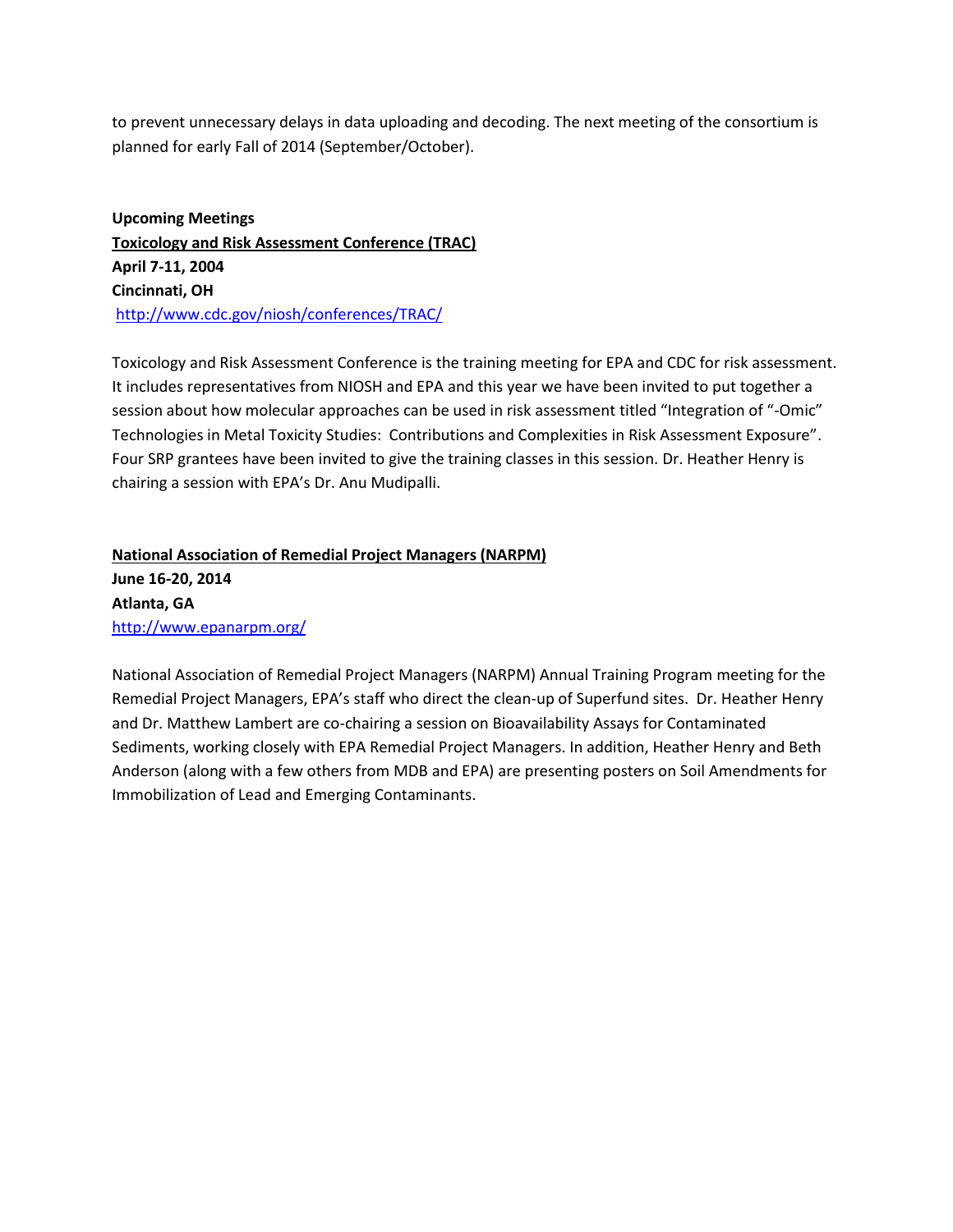to prevent unnecessary delays in data uploading and decoding. The next meeting of the consortium is planned for early Fall of 2014 (September/October).

**Upcoming Meetings**

**Toxicology and Risk Assessment Conference (TRAC)**
**April 7-11, 2004**
**Cincinnati, OH**
http://www.cdc.gov/niosh/conferences/TRAC/

Toxicology and Risk Assessment Conference is the training meeting for EPA and CDC for risk assessment. It includes representatives from NIOSH and EPA and this year we have been invited to put together a session about how molecular approaches can be used in risk assessment titled "Integration of "-Omic" Technologies in Metal Toxicity Studies: Contributions and Complexities in Risk Assessment Exposure". Four SRP grantees have been invited to give the training classes in this session. Dr. Heather Henry is chairing a session with EPA's Dr. Anu Mudipalli.

**National Association of Remedial Project Managers (NARPM)**
**June 16-20, 2014**
**Atlanta, GA**
http://www.epanarpm.org/

National Association of Remedial Project Managers (NARPM) Annual Training Program meeting for the Remedial Project Managers, EPA's staff who direct the clean-up of Superfund sites. Dr. Heather Henry and Dr. Matthew Lambert are co-chairing a session on Bioavailability Assays for Contaminated Sediments, working closely with EPA Remedial Project Managers. In addition, Heather Henry and Beth Anderson (along with a few others from MDB and EPA) are presenting posters on Soil Amendments for Immobilization of Lead and Emerging Contaminants.